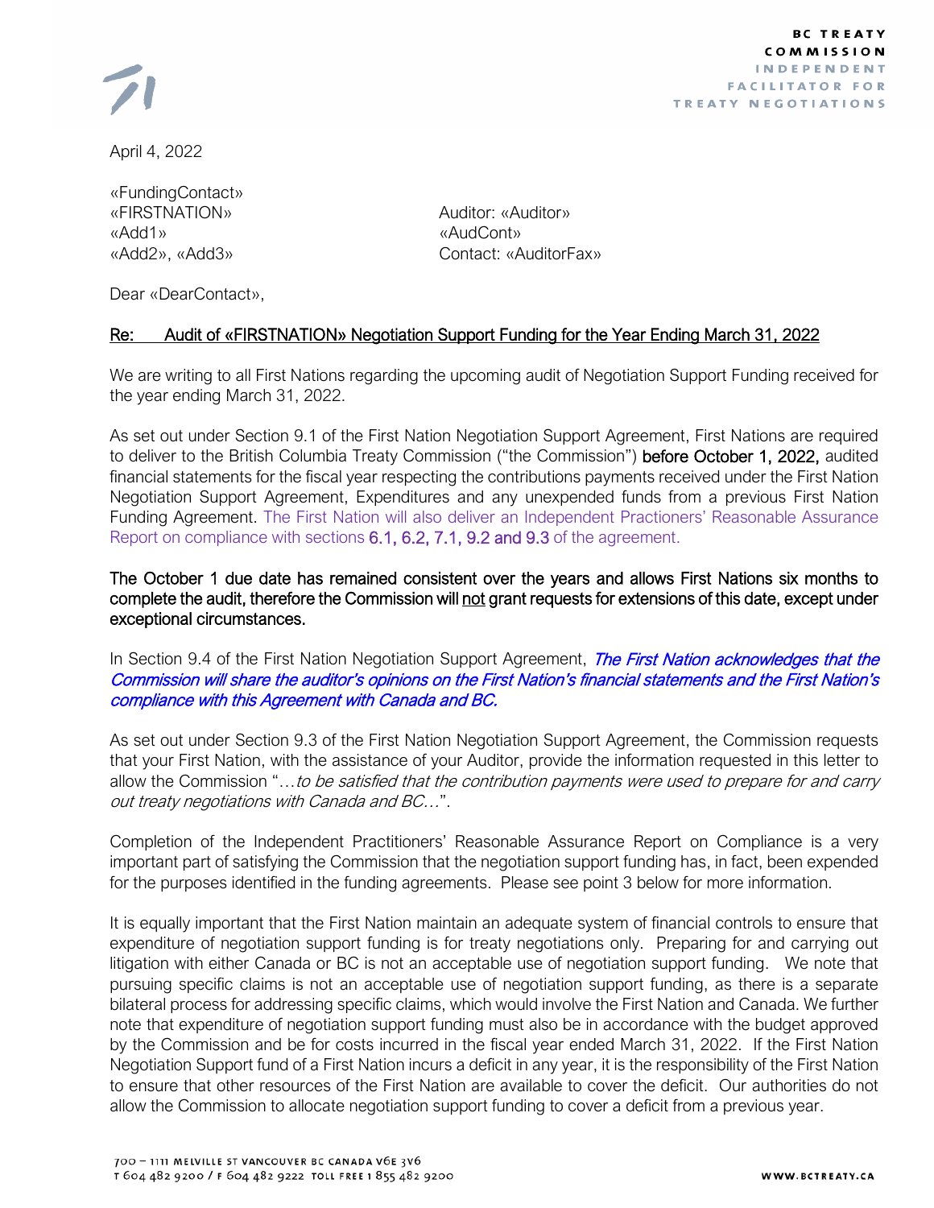BC TREATY
COMMISSION
INDEPENDENT
FACILITATOR FOR
TREATY NEGOTIATIONS

April 4, 2022

«FundingContact»
«FIRSTNATION»
«Add1»
«Add2», «Add3»

Auditor: «Auditor»
«AudCont»
Contact: «AuditorFax»

Dear «DearContact»,

**Re: Audit of «FIRSTNATION» Negotiation Support Funding for the Year Ending March 31, 2022**

We are writing to all First Nations regarding the upcoming audit of Negotiation Support Funding received for the year ending March 31, 2022.

As set out under Section 9.1 of the First Nation Negotiation Support Agreement, First Nations are required to deliver to the British Columbia Treaty Commission ("the Commission") **before October 1, 2022,** audited financial statements for the fiscal year respecting the contributions payments received under the First Nation Negotiation Support Agreement, Expenditures and any unexpended funds from a previous First Nation Funding Agreement. The First Nation will also deliver an Independent Practioners' Reasonable Assurance Report on compliance with sections **6.1, 6.2, 7.1, 9.2 and 9.3** of the agreement.

**The October 1 due date has remained consistent over the years and allows First Nations six months to complete the audit, therefore the Commission will <u>not</u> grant requests for extensions of this date, except under exceptional circumstances.**

In Section 9.4 of the First Nation Negotiation Support Agreement, *The First Nation acknowledges that the Commission will share the auditor's opinions on the First Nation's financial statements and the First Nation's compliance with this Agreement with Canada and BC.*

As set out under Section 9.3 of the First Nation Negotiation Support Agreement, the Commission requests that your First Nation, with the assistance of your Auditor, provide the information requested in this letter to allow the Commission "*…to be satisfied that the contribution payments were used to prepare for and carry out treaty negotiations with Canada and BC…*".

Completion of the Independent Practitioners' Reasonable Assurance Report on Compliance is a very important part of satisfying the Commission that the negotiation support funding has, in fact, been expended for the purposes identified in the funding agreements. Please see point 3 below for more information.

It is equally important that the First Nation maintain an adequate system of financial controls to ensure that expenditure of negotiation support funding is for treaty negotiations only. Preparing for and carrying out litigation with either Canada or BC is not an acceptable use of negotiation support funding. We note that pursuing specific claims is not an acceptable use of negotiation support funding, as there is a separate bilateral process for addressing specific claims, which would involve the First Nation and Canada. We further note that expenditure of negotiation support funding must also be in accordance with the budget approved by the Commission and be for costs incurred in the fiscal year ended March 31, 2022. If the First Nation Negotiation Support fund of a First Nation incurs a deficit in any year, it is the responsibility of the First Nation to ensure that other resources of the First Nation are available to cover the deficit. Our authorities do not allow the Commission to allocate negotiation support funding to cover a deficit from a previous year.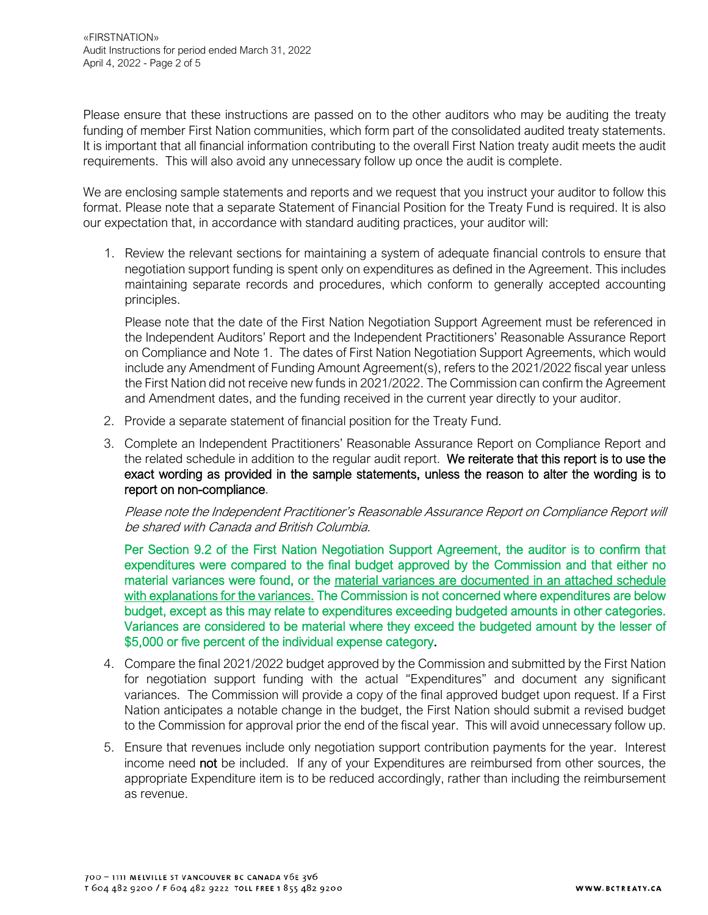Please ensure that these instructions are passed on to the other auditors who may be auditing the treaty funding of member First Nation communities, which form part of the consolidated audited treaty statements. It is important that all financial information contributing to the overall First Nation treaty audit meets the audit requirements. This will also avoid any unnecessary follow up once the audit is complete.

We are enclosing sample statements and reports and we request that you instruct your auditor to follow this format. Please note that a separate Statement of Financial Position for the Treaty Fund is required. It is also our expectation that, in accordance with standard auditing practices, your auditor will:

1. Review the relevant sections for maintaining a system of adequate financial controls to ensure that negotiation support funding is spent only on expenditures as defined in the Agreement. This includes maintaining separate records and procedures, which conform to generally accepted accounting principles.

   Please note that the date of the First Nation Negotiation Support Agreement must be referenced in the Independent Auditors' Report and the Independent Practitioners' Reasonable Assurance Report on Compliance and Note 1. The dates of First Nation Negotiation Support Agreements, which would include any Amendment of Funding Amount Agreement(s), refers to the 2021/2022 fiscal year unless the First Nation did not receive new funds in 2021/2022. The Commission can confirm the Agreement and Amendment dates, and the funding received in the current year directly to your auditor.

2. Provide a separate statement of financial position for the Treaty Fund.

3. Complete an Independent Practitioners' Reasonable Assurance Report on Compliance Report and the related schedule in addition to the regular audit report. We reiterate that this report is to use the exact wording as provided in the sample statements, unless the reason to alter the wording is to report on non-compliance.

   *Please note the Independent Practitioner's Reasonable Assurance Report on Compliance Report will be shared with Canada and British Columbia.*

   Per Section 9.2 of the First Nation Negotiation Support Agreement, the auditor is to confirm that expenditures were compared to the final budget approved by the Commission and that either no material variances were found, or the material variances are documented in an attached schedule with explanations for the variances. The Commission is not concerned where expenditures are below budget, except as this may relate to expenditures exceeding budgeted amounts in other categories. Variances are considered to be material where they exceed the budgeted amount by the lesser of $5,000 or five percent of the individual expense category.

4. Compare the final 2021/2022 budget approved by the Commission and submitted by the First Nation for negotiation support funding with the actual "Expenditures" and document any significant variances. The Commission will provide a copy of the final approved budget upon request. If a First Nation anticipates a notable change in the budget, the First Nation should submit a revised budget to the Commission for approval prior the end of the fiscal year. This will avoid unnecessary follow up.

5. Ensure that revenues include only negotiation support contribution payments for the year. Interest income need **not** be included. If any of your Expenditures are reimbursed from other sources, the appropriate Expenditure item is to be reduced accordingly, rather than including the reimbursement as revenue.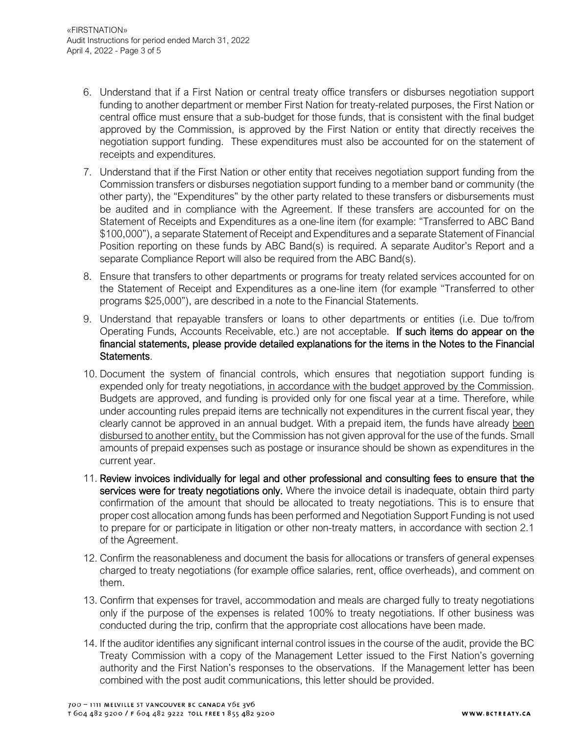6. Understand that if a First Nation or central treaty office transfers or disburses negotiation support funding to another department or member First Nation for treaty-related purposes, the First Nation or central office must ensure that a sub-budget for those funds, that is consistent with the final budget approved by the Commission, is approved by the First Nation or entity that directly receives the negotiation support funding. These expenditures must also be accounted for on the statement of receipts and expenditures.

7. Understand that if the First Nation or other entity that receives negotiation support funding from the Commission transfers or disburses negotiation support funding to a member band or community (the other party), the "Expenditures" by the other party related to these transfers or disbursements must be audited and in compliance with the Agreement. If these transfers are accounted for on the Statement of Receipts and Expenditures as a one-line item (for example: "Transferred to ABC Band $100,000"), a separate Statement of Receipt and Expenditures and a separate Statement of Financial Position reporting on these funds by ABC Band(s) is required. A separate Auditor's Report and a separate Compliance Report will also be required from the ABC Band(s).

8. Ensure that transfers to other departments or programs for treaty related services accounted for on the Statement of Receipt and Expenditures as a one-line item (for example "Transferred to other programs $25,000"), are described in a note to the Financial Statements.

9. Understand that repayable transfers or loans to other departments or entities (i.e. Due to/from Operating Funds, Accounts Receivable, etc.) are not acceptable. **If such items do appear on the financial statements, please provide detailed explanations for the items in the Notes to the Financial Statements**.

10. Document the system of financial controls, which ensures that negotiation support funding is expended only for treaty negotiations, in accordance with the budget approved by the Commission. Budgets are approved, and funding is provided only for one fiscal year at a time. Therefore, while under accounting rules prepaid items are technically not expenditures in the current fiscal year, they clearly cannot be approved in an annual budget. With a prepaid item, the funds have already been disbursed to another entity, but the Commission has not given approval for the use of the funds. Small amounts of prepaid expenses such as postage or insurance should be shown as expenditures in the current year.

11. **Review invoices individually for legal and other professional and consulting fees to ensure that the services were for treaty negotiations only.** Where the invoice detail is inadequate, obtain third party confirmation of the amount that should be allocated to treaty negotiations. This is to ensure that proper cost allocation among funds has been performed and Negotiation Support Funding is not used to prepare for or participate in litigation or other non-treaty matters, in accordance with section 2.1 of the Agreement.

12. Confirm the reasonableness and document the basis for allocations or transfers of general expenses charged to treaty negotiations (for example office salaries, rent, office overheads), and comment on them.

13. Confirm that expenses for travel, accommodation and meals are charged fully to treaty negotiations only if the purpose of the expenses is related 100% to treaty negotiations. If other business was conducted during the trip, confirm that the appropriate cost allocations have been made.

14. If the auditor identifies any significant internal control issues in the course of the audit, provide the BC Treaty Commission with a copy of the Management Letter issued to the First Nation's governing authority and the First Nation's responses to the observations. If the Management letter has been combined with the post audit communications, this letter should be provided.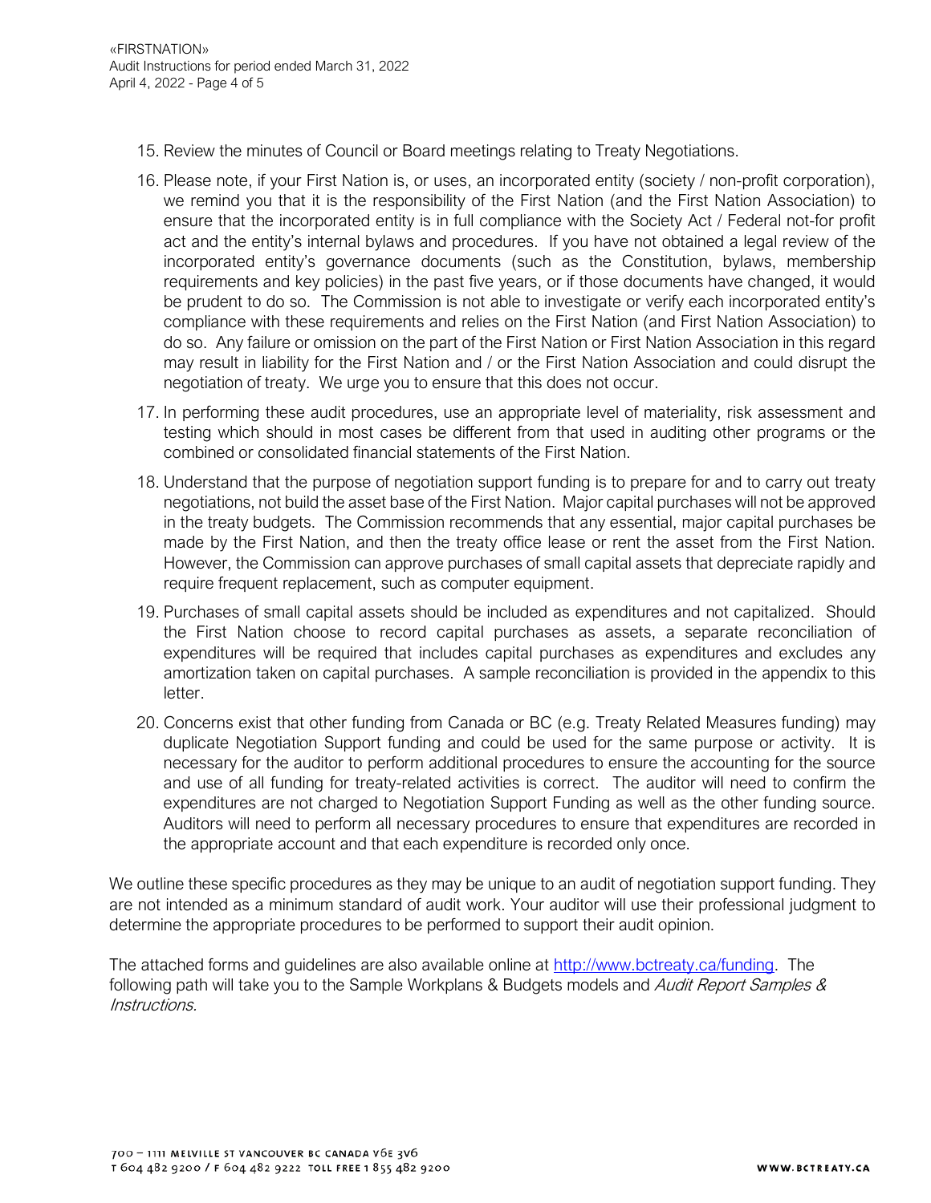15. Review the minutes of Council or Board meetings relating to Treaty Negotiations.
16. Please note, if your First Nation is, or uses, an incorporated entity (society / non-profit corporation), we remind you that it is the responsibility of the First Nation (and the First Nation Association) to ensure that the incorporated entity is in full compliance with the Society Act / Federal not-for profit act and the entity's internal bylaws and procedures. If you have not obtained a legal review of the incorporated entity's governance documents (such as the Constitution, bylaws, membership requirements and key policies) in the past five years, or if those documents have changed, it would be prudent to do so. The Commission is not able to investigate or verify each incorporated entity's compliance with these requirements and relies on the First Nation (and First Nation Association) to do so. Any failure or omission on the part of the First Nation or First Nation Association in this regard may result in liability for the First Nation and / or the First Nation Association and could disrupt the negotiation of treaty. We urge you to ensure that this does not occur.
17. In performing these audit procedures, use an appropriate level of materiality, risk assessment and testing which should in most cases be different from that used in auditing other programs or the combined or consolidated financial statements of the First Nation.
18. Understand that the purpose of negotiation support funding is to prepare for and to carry out treaty negotiations, not build the asset base of the First Nation. Major capital purchases will not be approved in the treaty budgets. The Commission recommends that any essential, major capital purchases be made by the First Nation, and then the treaty office lease or rent the asset from the First Nation. However, the Commission can approve purchases of small capital assets that depreciate rapidly and require frequent replacement, such as computer equipment.
19. Purchases of small capital assets should be included as expenditures and not capitalized. Should the First Nation choose to record capital purchases as assets, a separate reconciliation of expenditures will be required that includes capital purchases as expenditures and excludes any amortization taken on capital purchases. A sample reconciliation is provided in the appendix to this letter.
20. Concerns exist that other funding from Canada or BC (e.g. Treaty Related Measures funding) may duplicate Negotiation Support funding and could be used for the same purpose or activity. It is necessary for the auditor to perform additional procedures to ensure the accounting for the source and use of all funding for treaty-related activities is correct. The auditor will need to confirm the expenditures are not charged to Negotiation Support Funding as well as the other funding source. Auditors will need to perform all necessary procedures to ensure that expenditures are recorded in the appropriate account and that each expenditure is recorded only once.

We outline these specific procedures as they may be unique to an audit of negotiation support funding. They are not intended as a minimum standard of audit work. Your auditor will use their professional judgment to determine the appropriate procedures to be performed to support their audit opinion.

The attached forms and guidelines are also available online at [http://www.bctreaty.ca/funding](http://www.bctreaty.ca/funding). The following path will take you to the Sample Workplans & Budgets models and *Audit Report Samples & Instructions*.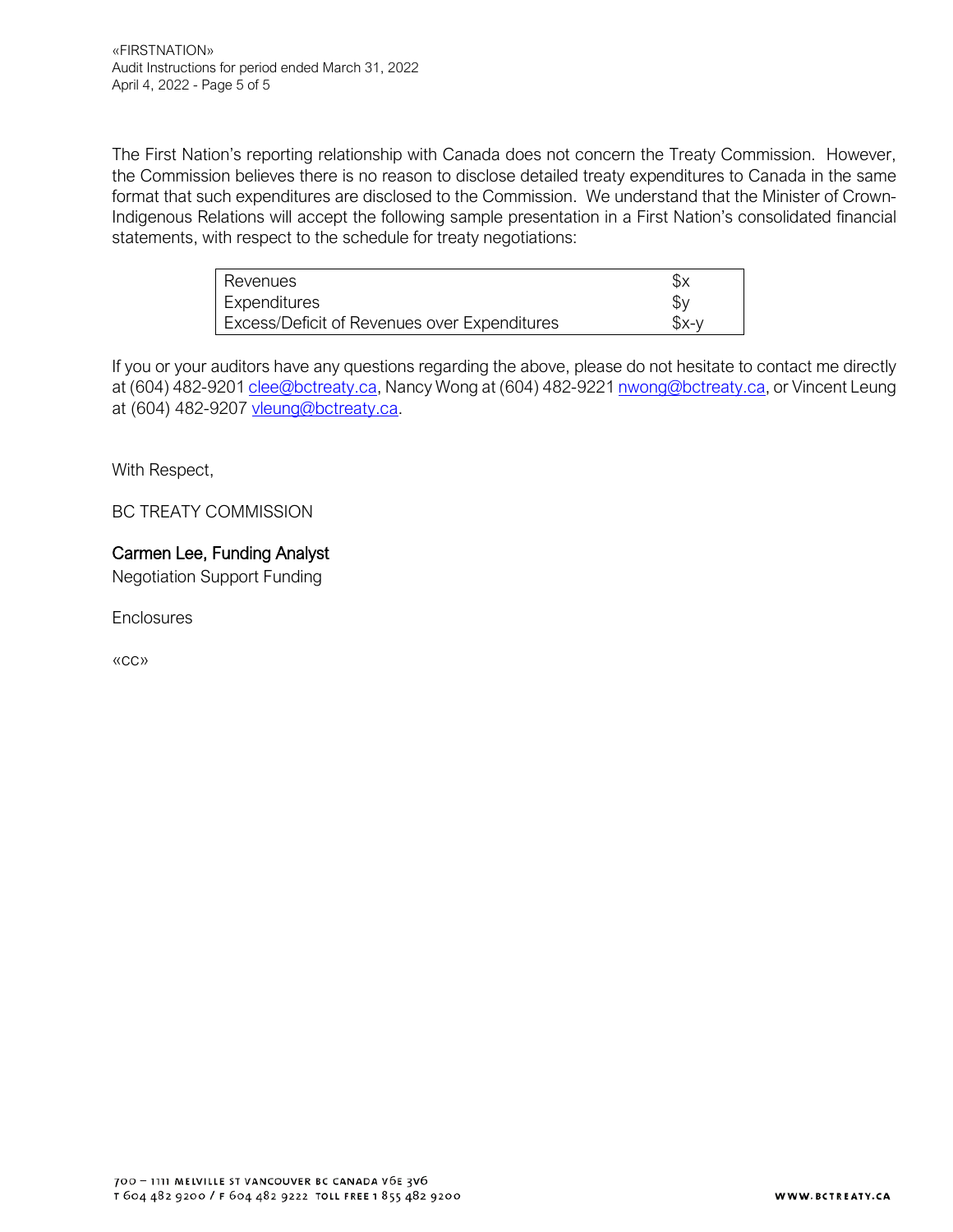The First Nation's reporting relationship with Canada does not concern the Treaty Commission. However, the Commission believes there is no reason to disclose detailed treaty expenditures to Canada in the same format that such expenditures are disclosed to the Commission. We understand that the Minister of Crown-Indigenous Relations will accept the following sample presentation in a First Nation's consolidated financial statements, with respect to the schedule for treaty negotiations:

| | |
|---|---|
| Revenues | $x |
| Expenditures | $y |
| Excess/Deficit of Revenues over Expenditures | $x-y |

If you or your auditors have any questions regarding the above, please do not hesitate to contact me directly at (604) 482-9201 clee@bctreaty.ca, Nancy Wong at (604) 482-9221 nwong@bctreaty.ca, or Vincent Leung at (604) 482-9207 vleung@bctreaty.ca.

With Respect,

BC TREATY COMMISSION

Carmen Lee, Funding Analyst
Negotiation Support Funding

Enclosures

«CC»

700 – 1111 MELVILLE ST VANCOUVER BC CANADA V6E 3V6
T 604 482 9200 / F 604 482 9222 TOLL FREE 1 855 482 9200

WWW.BCTREATY.CA